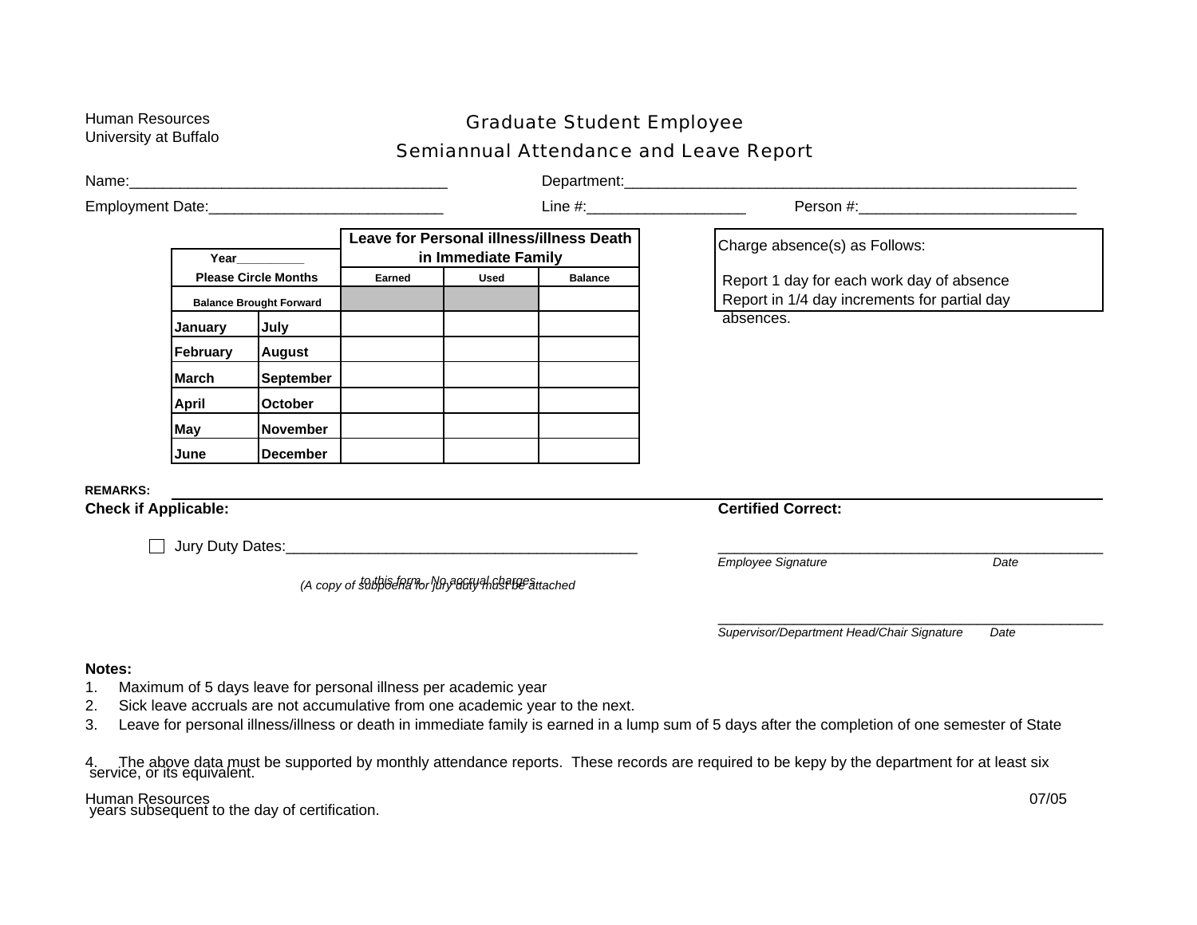Human Resources
University at Buffalo

# Graduate Student Employee

## Semiannual Attendance and Leave Report

Name:______________________________________ Department:________________________________________________________

Employment Date:____________________________ Line #:___________________ Person #:__________________________

| Year_________ | | Leave for Personal illness/illness Death in Immediate Family | | |
|---|---|---|---|---|
| Please Circle Months | | Earned | Used | Balance |
| Balance Brought Forward | | | | |
| January | July | | | |
| February | August | | | |
| March | September | | | |
| April | October | | | |
| May | November | | | |
| June | December | | | |

Charge absence(s) as Follows:

Report 1 day for each work day of absence
Report in 1/4 day increments for partial day absences.

**REMARKS:** ____________________________________________________________________________________________

**Check if Applicable:**

☐ Jury Duty Dates:___________________________________________

*(A copy of subpoena for jury duty must be attached to this form. No accrual charges.*

**Certified Correct:**

_________________________________________________
*Employee Signature* *Date*

_________________________________________________
*Supervisor/Department Head/Chair Signature* *Date*

**Notes:**

1. Maximum of 5 days leave for personal illness per academic year
2. Sick leave accruals are not accumulative from one academic year to the next.
3. Leave for personal illness/illness or death in immediate family is earned in a lump sum of 5 days after the completion of one semester of State service, or its equivalent.
4. The above data must be supported by monthly attendance reports. These records are required to be kepy by the department for at least six years subsequent to the day of certification.

Human Resources 07/05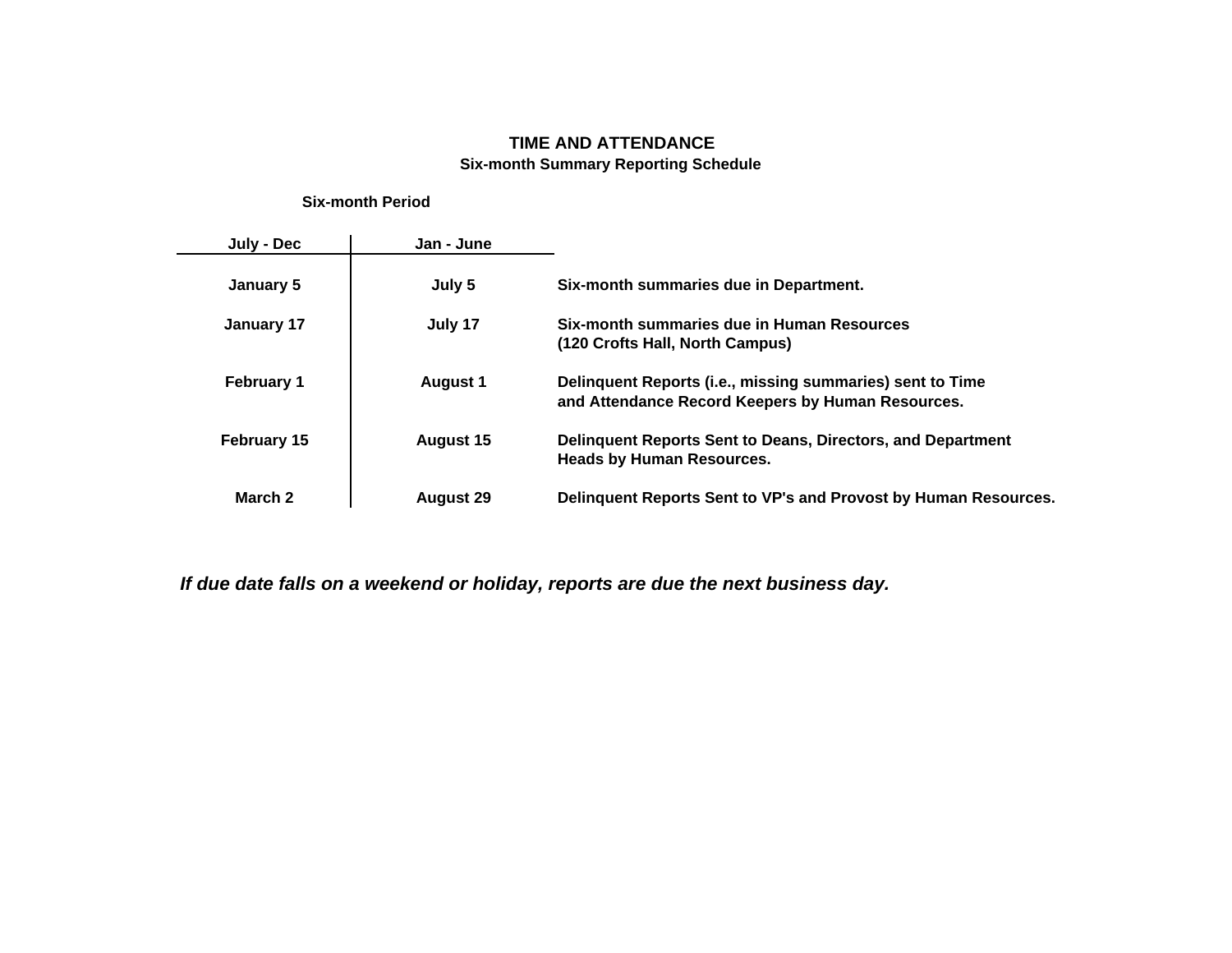## TIME AND ATTENDANCE

### Six-month Summary Reporting Schedule

**Six-month Period**

| July - Dec | Jan - June | |
|---|---|---|
| **January 5** | **July 5** | **Six-month summaries due in Department.** |
| **January 17** | **July 17** | **Six-month summaries due in Human Resources (120 Crofts Hall, North Campus)** |
| **February 1** | **August 1** | **Delinquent Reports (i.e., missing summaries) sent to Time and Attendance Record Keepers by Human Resources.** |
| **February 15** | **August 15** | **Delinquent Reports Sent to Deans, Directors, and Department Heads by Human Resources.** |
| **March 2** | **August 29** | **Delinquent Reports Sent to VP's and Provost by Human Resources.** |

***If due date falls on a weekend or holiday, reports are due the next business day.***